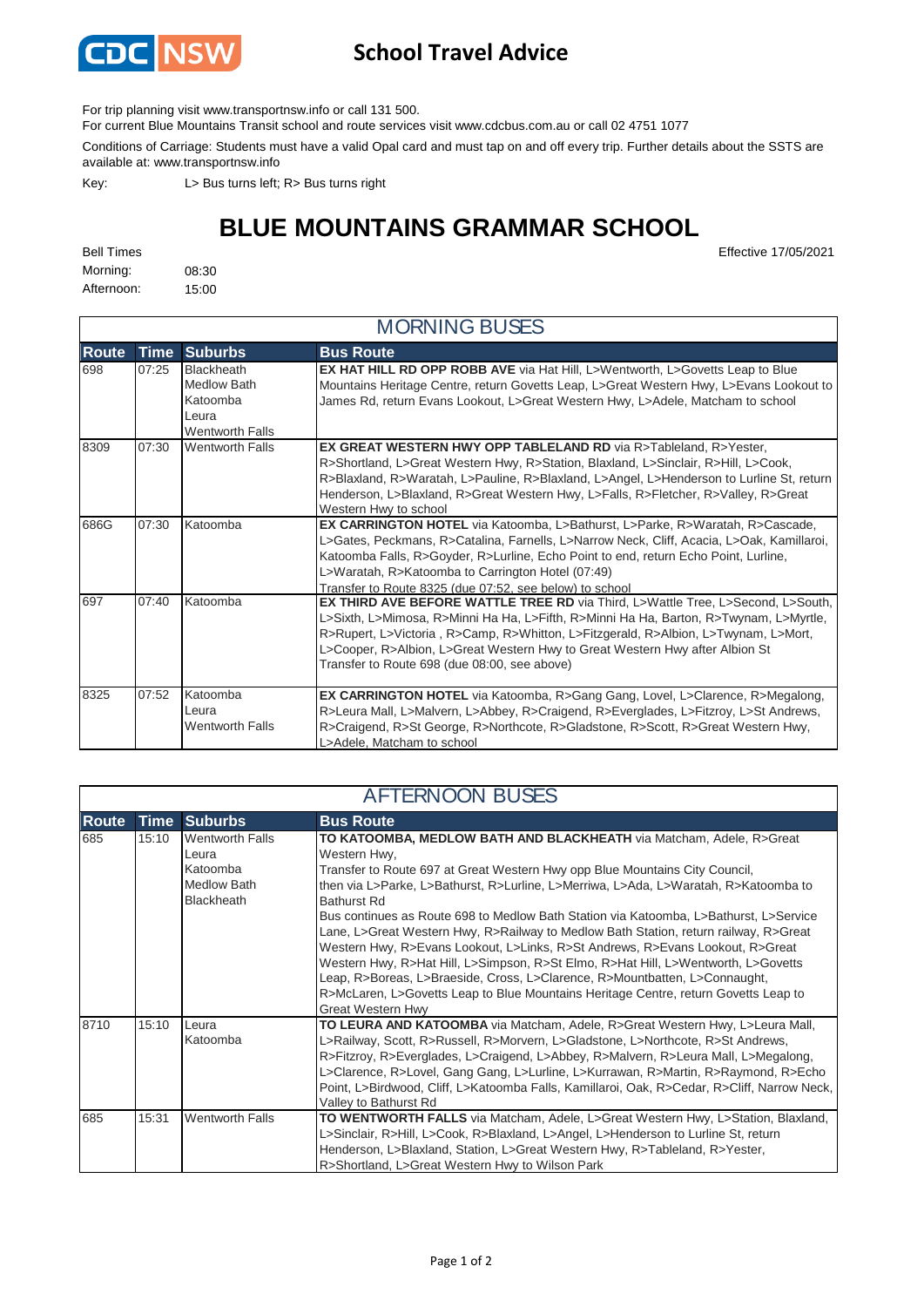CDC NSW

# School Travel Advice

For trip planning visit www.transportnsw.info or call 131 500.

For current Blue Mountains Transit school and route services visit www.cdcbus.com.au or call 02 4751 1077

Conditions of Carriage: Students must have a valid Opal card and must tap on and off every trip. Further details about the SSTS are available at: www.transportnsw.info

Key: L> Bus turns left; R> Bus turns right

# BLUE MOUNTAINS GRAMMAR SCHOOL

Effective 17/05/2021

Bell Times
Morning: 08:30
Afternoon: 15:00

## MORNING BUSES

| Route | Time | Suburbs | Bus Route |
|---|---|---|---|
| 698 | 07:25 | Blackheath<br>Medlow Bath<br>Katoomba<br>Leura<br>Wentworth Falls | **EX HAT HILL RD OPP ROBB AVE** via Hat Hill, L>Wentworth, L>Govetts Leap to Blue Mountains Heritage Centre, return Govetts Leap, L>Great Western Hwy, L>Evans Lookout to James Rd, return Evans Lookout, L>Great Western Hwy, L>Adele, Matcham to school |
| 8309 | 07:30 | Wentworth Falls | **EX GREAT WESTERN HWY OPP TABLELAND RD** via R>Tableland, R>Yester, R>Shortland, L>Great Western Hwy, R>Station, Blaxland, L>Sinclair, R>Hill, L>Cook, R>Blaxland, R>Waratah, L>Pauline, R>Blaxland, L>Angel, L>Henderson to Lurline St, return Henderson, L>Blaxland, R>Great Western Hwy, L>Falls, R>Fletcher, R>Valley, R>Great Western Hwy to school |
| 686G | 07:30 | Katoomba | **EX CARRINGTON HOTEL** via Katoomba, L>Bathurst, L>Parke, R>Waratah, R>Cascade, L>Gates, Peckmans, R>Catalina, Farnells, L>Narrow Neck, Cliff, Acacia, L>Oak, Kamillaroi, Katoomba Falls, R>Goyder, R>Lurline, Echo Point to end, return Echo Point, Lurline, L>Waratah, R>Katoomba to Carrington Hotel (07:49)<br>Transfer to Route 8325 (due 07:52, see below) to school |
| 697 | 07:40 | Katoomba | **EX THIRD AVE BEFORE WATTLE TREE RD** via Third, L>Wattle Tree, L>Second, L>South, L>Sixth, L>Mimosa, R>Minni Ha Ha, L>Fifth, R>Minni Ha Ha, Barton, R>Twynam, L>Myrtle, R>Rupert, L>Victoria , R>Camp, R>Whitton, L>Fitzgerald, R>Albion, L>Twynam, L>Mort, L>Cooper, R>Albion, L>Great Western Hwy to Great Western Hwy after Albion St<br>Transfer to Route 698 (due 08:00, see above) |
| 8325 | 07:52 | Katoomba<br>Leura<br>Wentworth Falls | **EX CARRINGTON HOTEL** via Katoomba, R>Gang Gang, Lovel, L>Clarence, R>Megalong, R>Leura Mall, L>Malvern, L>Abbey, R>Craigend, R>Everglades, L>Fitzroy, L>St Andrews, R>Craigend, R>St George, R>Northcote, R>Gladstone, R>Scott, R>Great Western Hwy, L>Adele, Matcham to school |

## AFTERNOON BUSES

| Route | Time | Suburbs | Bus Route |
|---|---|---|---|
| 685 | 15:10 | Wentworth Falls<br>Leura<br>Katoomba<br>Medlow Bath<br>Blackheath | **TO KATOOMBA, MEDLOW BATH AND BLACKHEATH** via Matcham, Adele, R>Great Western Hwy,<br>Transfer to Route 697 at Great Western Hwy opp Blue Mountains City Council,<br>then via L>Parke, L>Bathurst, R>Lurline, L>Merriwa, L>Ada, L>Waratah, R>Katoomba to Bathurst Rd<br>Bus continues as Route 698 to Medlow Bath Station via Katoomba, L>Bathurst, L>Service Lane, L>Great Western Hwy, R>Railway to Medlow Bath Station, return railway, R>Great Western Hwy, R>Evans Lookout, L>Links, R>St Andrews, R>Evans Lookout, R>Great Western Hwy, R>Hat Hill, L>Simpson, R>St Elmo, R>Hat Hill, L>Wentworth, L>Govetts Leap, R>Boreas, L>Braeside, Cross, L>Clarence, R>Mountbatten, L>Connaught, R>McLaren, L>Govetts Leap to Blue Mountains Heritage Centre, return Govetts Leap to Great Western Hwy |
| 8710 | 15:10 | Leura<br>Katoomba | **TO LEURA AND KATOOMBA** via Matcham, Adele, R>Great Western Hwy, L>Leura Mall, L>Railway, Scott, R>Russell, R>Morvern, L>Gladstone, L>Northcote, R>St Andrews, R>Fitzroy, R>Everglades, L>Craigend, L>Abbey, R>Malvern, R>Leura Mall, L>Megalong, L>Clarence, R>Lovel, Gang Gang, L>Lurline, L>Kurrawan, R>Martin, R>Raymond, R>Echo Point, L>Birdwood, Cliff, L>Katoomba Falls, Kamillaroi, Oak, R>Cedar, R>Cliff, Narrow Neck, Valley to Bathurst Rd |
| 685 | 15:31 | Wentworth Falls | **TO WENTWORTH FALLS** via Matcham, Adele, L>Great Western Hwy, L>Station, Blaxland, L>Sinclair, R>Hill, L>Cook, R>Blaxland, L>Angel, L>Henderson to Lurline St, return Henderson, L>Blaxland, Station, L>Great Western Hwy, R>Tableland, R>Yester, R>Shortland, L>Great Western Hwy to Wilson Park |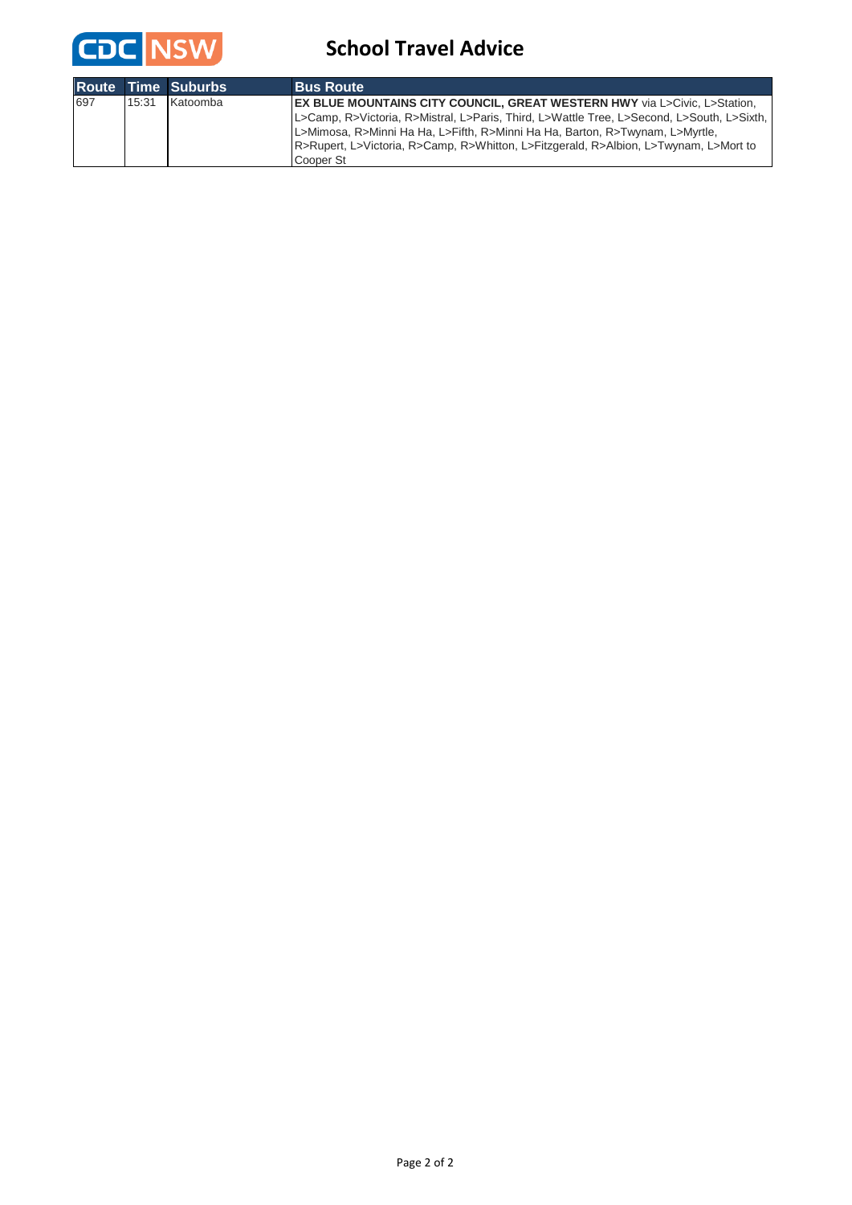# School Travel Advice

| Route | Time | Suburbs | Bus Route |
|---|---|---|---|
| 697 | 15:31 | Katoomba | **EX BLUE MOUNTAINS CITY COUNCIL, GREAT WESTERN HWY** via L>Civic, L>Station, L>Camp, R>Victoria, R>Mistral, L>Paris, Third, L>Wattle Tree, L>Second, L>South, L>Sixth, L>Mimosa, R>Minni Ha Ha, L>Fifth, R>Minni Ha Ha, Barton, R>Twynam, L>Myrtle, R>Rupert, L>Victoria, R>Camp, R>Whitton, L>Fitzgerald, R>Albion, L>Twynam, L>Mort to Cooper St |